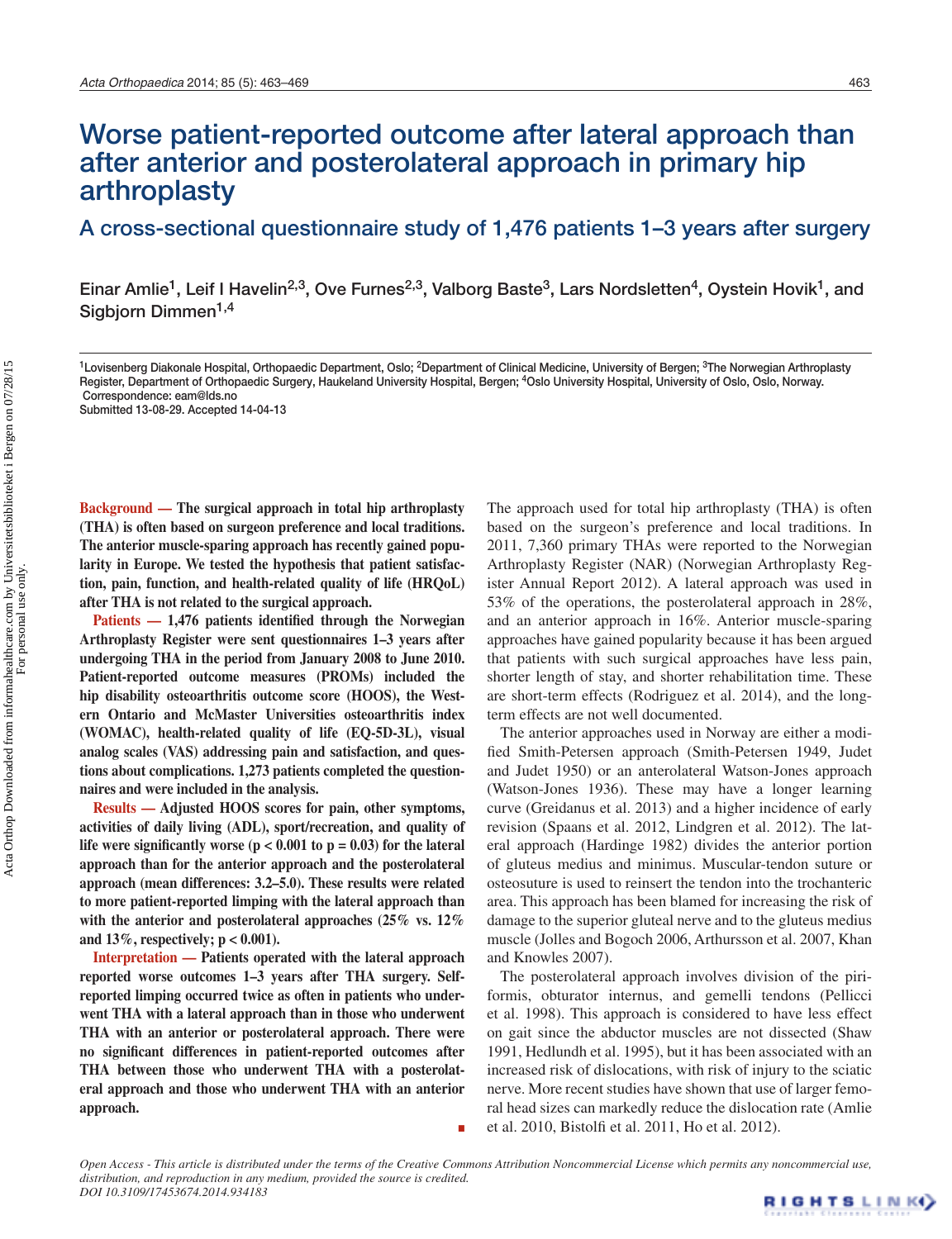# Worse patient-reported outcome after lateral approach than after anterior and posterolateral approach in primary hip arthroplasty

## A cross-sectional questionnaire study of 1,476 patients 1–3 years after surgery

Einar Amlie[1], Leif I Havelin[2,3], Ove Furnes[2,3], Valborg Baste[3], Lars Nordsletten[4], Oystein Hovik[1], and Sigbjorn Dimmen[1,4]

[1]Lovisenberg Diakonale Hospital, Orthopaedic Department, Oslo; [2]Department of Clinical Medicine, University of Bergen; [3]The Norwegian Arthroplasty Register, Department of Orthopaedic Surgery, Haukeland University Hospital, Bergen; [4]Oslo University Hospital, University of Oslo, Oslo, Norway.
Correspondence: eam@lds.no
Submitted 13-08-29. Accepted 14-04-13

**Background — The surgical approach in total hip arthroplasty (THA) is often based on surgeon preference and local traditions. The anterior muscle-sparing approach has recently gained popularity in Europe. We tested the hypothesis that patient satisfaction, pain, function, and health-related quality of life (HRQoL) after THA is not related to the surgical approach.**

**Patients — 1,476 patients identified through the Norwegian Arthroplasty Register were sent questionnaires 1–3 years after undergoing THA in the period from January 2008 to June 2010. Patient-reported outcome measures (PROMs) included the hip disability osteoarthritis outcome score (HOOS), the Western Ontario and McMaster Universities osteoarthritis index (WOMAC), health-related quality of life (EQ-5D-3L), visual analog scales (VAS) addressing pain and satisfaction, and questions about complications. 1,273 patients completed the questionnaires and were included in the analysis.**

**Results — Adjusted HOOS scores for pain, other symptoms, activities of daily living (ADL), sport/recreation, and quality of life were significantly worse ($p < 0.001$ to $p = 0.03$) for the lateral approach than for the anterior approach and the posterolateral approach (mean differences: 3.2–5.0). These results were related to more patient-reported limping with the lateral approach than with the anterior and posterolateral approaches (25% vs. 12% and 13%, respectively; $p < 0.001$).**

**Interpretation — Patients operated with the lateral approach reported worse outcomes 1–3 years after THA surgery. Self-reported limping occurred twice as often in patients who underwent THA with a lateral approach than in those who underwent THA with an anterior or posterolateral approach. There were no significant differences in patient-reported outcomes after THA between those who underwent THA with a posterolateral approach and those who underwent THA with an anterior approach.**

The approach used for total hip arthroplasty (THA) is often based on the surgeon's preference and local traditions. In 2011, 7,360 primary THAs were reported to the Norwegian Arthroplasty Register (NAR) (Norwegian Arthroplasty Register Annual Report 2012). A lateral approach was used in 53% of the operations, the posterolateral approach in 28%, and an anterior approach in 16%. Anterior muscle-sparing approaches have gained popularity because it has been argued that patients with such surgical approaches have less pain, shorter length of stay, and shorter rehabilitation time. These are short-term effects (Rodriguez et al. 2014), and the long-term effects are not well documented.

The anterior approaches used in Norway are either a modified Smith-Petersen approach (Smith-Petersen 1949, Judet and Judet 1950) or an anterolateral Watson-Jones approach (Watson-Jones 1936). These may have a longer learning curve (Greidanus et al. 2013) and a higher incidence of early revision (Spaans et al. 2012, Lindgren et al. 2012). The lateral approach (Hardinge 1982) divides the anterior portion of gluteus medius and minimus. Muscular-tendon suture or osteosuture is used to reinsert the tendon into the trochanteric area. This approach has been blamed for increasing the risk of damage to the superior gluteal nerve and to the gluteus medius muscle (Jolles and Bogoch 2006, Arthursson et al. 2007, Khan and Knowles 2007).

The posterolateral approach involves division of the piriformis, obturator internus, and gemelli tendons (Pellicci et al. 1998). This approach is considered to have less effect on gait since the abductor muscles are not dissected (Shaw 1991, Hedlundh et al. 1995), but it has been associated with an increased risk of dislocations, with risk of injury to the sciatic nerve. More recent studies have shown that use of larger femoral head sizes can markedly reduce the dislocation rate (Amlie et al. 2010, Bistolfi et al. 2011, Ho et al. 2012).

*Open Access - This article is distributed under the terms of the Creative Commons Attribution Noncommercial License which permits any noncommercial use, distribution, and reproduction in any medium, provided the source is credited.*
*DOI 10.3109/17453674.2014.934183*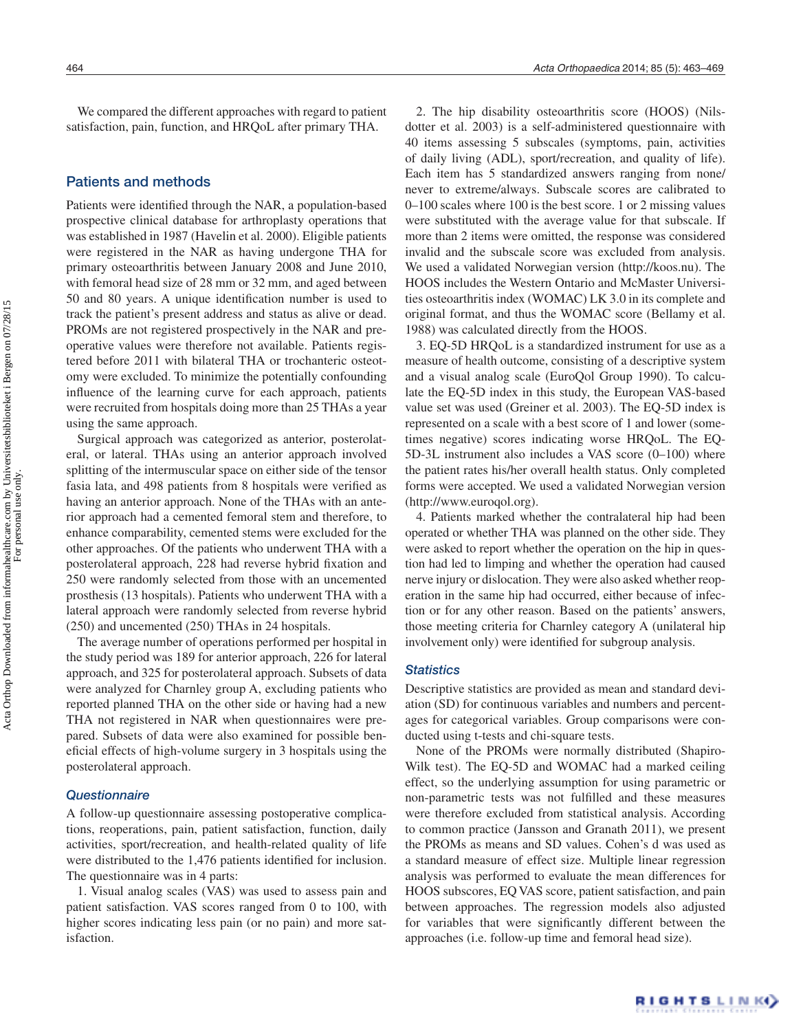We compared the different approaches with regard to patient satisfaction, pain, function, and HRQoL after primary THA.

## Patients and methods

Patients were identified through the NAR, a population-based prospective clinical database for arthroplasty operations that was established in 1987 (Havelin et al. 2000). Eligible patients were registered in the NAR as having undergone THA for primary osteoarthritis between January 2008 and June 2010, with femoral head size of 28 mm or 32 mm, and aged between 50 and 80 years. A unique identification number is used to track the patient's present address and status as alive or dead. PROMs are not registered prospectively in the NAR and preoperative values were therefore not available. Patients registered before 2011 with bilateral THA or trochanteric osteotomy were excluded. To minimize the potentially confounding influence of the learning curve for each approach, patients were recruited from hospitals doing more than 25 THAs a year using the same approach.

Surgical approach was categorized as anterior, posterolateral, or lateral. THAs using an anterior approach involved splitting of the intermuscular space on either side of the tensor fasia lata, and 498 patients from 8 hospitals were verified as having an anterior approach. None of the THAs with an anterior approach had a cemented femoral stem and therefore, to enhance comparability, cemented stems were excluded for the other approaches. Of the patients who underwent THA with a posterolateral approach, 228 had reverse hybrid fixation and 250 were randomly selected from those with an uncemented prosthesis (13 hospitals). Patients who underwent THA with a lateral approach were randomly selected from reverse hybrid (250) and uncemented (250) THAs in 24 hospitals.

The average number of operations performed per hospital in the study period was 189 for anterior approach, 226 for lateral approach, and 325 for posterolateral approach. Subsets of data were analyzed for Charnley group A, excluding patients who reported planned THA on the other side or having had a new THA not registered in NAR when questionnaires were prepared. Subsets of data were also examined for possible beneficial effects of high-volume surgery in 3 hospitals using the posterolateral approach.

### Questionnaire

A follow-up questionnaire assessing postoperative complications, reoperations, pain, patient satisfaction, function, daily activities, sport/recreation, and health-related quality of life were distributed to the 1,476 patients identified for inclusion. The questionnaire was in 4 parts:

1. Visual analog scales (VAS) was used to assess pain and patient satisfaction. VAS scores ranged from 0 to 100, with higher scores indicating less pain (or no pain) and more satisfaction.

2. The hip disability osteoarthritis score (HOOS) (Nilsdotter et al. 2003) is a self-administered questionnaire with 40 items assessing 5 subscales (symptoms, pain, activities of daily living (ADL), sport/recreation, and quality of life). Each item has 5 standardized answers ranging from none/never to extreme/always. Subscale scores are calibrated to 0–100 scales where 100 is the best score. 1 or 2 missing values were substituted with the average value for that subscale. If more than 2 items were omitted, the response was considered invalid and the subscale score was excluded from analysis. We used a validated Norwegian version (http://koos.nu). The HOOS includes the Western Ontario and McMaster Universities osteoarthritis index (WOMAC) LK 3.0 in its complete and original format, and thus the WOMAC score (Bellamy et al. 1988) was calculated directly from the HOOS.

3. EQ-5D HRQoL is a standardized instrument for use as a measure of health outcome, consisting of a descriptive system and a visual analog scale (EuroQol Group 1990). To calculate the EQ-5D index in this study, the European VAS-based value set was used (Greiner et al. 2003). The EQ-5D index is represented on a scale with a best score of 1 and lower (sometimes negative) scores indicating worse HRQoL. The EQ-5D-3L instrument also includes a VAS score (0–100) where the patient rates his/her overall health status. Only completed forms were accepted. We used a validated Norwegian version (http://www.euroqol.org).

4. Patients marked whether the contralateral hip had been operated or whether THA was planned on the other side. They were asked to report whether the operation on the hip in question had led to limping and whether the operation had caused nerve injury or dislocation. They were also asked whether reoperation in the same hip had occurred, either because of infection or for any other reason. Based on the patients' answers, those meeting criteria for Charnley category A (unilateral hip involvement only) were identified for subgroup analysis.

### Statistics

Descriptive statistics are provided as mean and standard deviation (SD) for continuous variables and numbers and percentages for categorical variables. Group comparisons were conducted using t-tests and chi-square tests.

None of the PROMs were normally distributed (Shapiro-Wilk test). The EQ-5D and WOMAC had a marked ceiling effect, so the underlying assumption for using parametric or non-parametric tests was not fulfilled and these measures were therefore excluded from statistical analysis. According to common practice (Jansson and Granath 2011), we present the PROMs as means and SD values. Cohen's d was used as a standard measure of effect size. Multiple linear regression analysis was performed to evaluate the mean differences for HOOS subscores, EQ VAS score, patient satisfaction, and pain between approaches. The regression models also adjusted for variables that were significantly different between the approaches (i.e. follow-up time and femoral head size).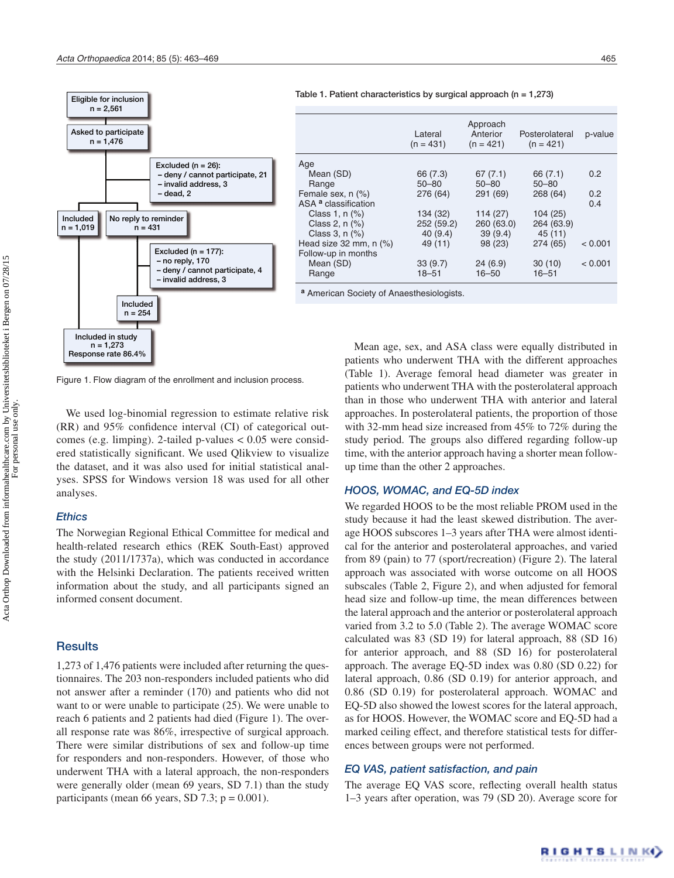Eligible for inclusion
n = 2,561

Asked to participate
n = 1,476

Excluded (n = 26):
– deny / cannot participate, 21
– invalid address, 3
– dead, 2

Included
n = 1,019

No reply to reminder
n = 431

Excluded (n = 177):
– no reply, 170
– deny / cannot participate, 4
– invalid address, 3

Included
n = 254

Included in study
n = 1,273
Response rate 86.4%

Figure 1. Flow diagram of the enrollment and inclusion process.

Table 1. Patient characteristics by surgical approach (n = 1,273)

| | Lateral (n = 431) | Approach Anterior (n = 421) | Posterolateral (n = 421) | p-value |
|---|---|---|---|---|
| Age | | | | |
| Mean (SD) | 66 (7.3) | 67 (7.1) | 66 (7.1) | 0.2 |
| Range | 50–80 | 50–80 | 50–80 | |
| Female sex, n (%) | 276 (64) | 291 (69) | 268 (64) | 0.2 |
| ASA [a] classification | | | | 0.4 |
| Class 1, n (%) | 134 (32) | 114 (27) | 104 (25) | |
| Class 2, n (%) | 252 (59.2) | 260 (63.0) | 264 (63.9) | |
| Class 3, n (%) | 40 (9.4) | 39 (9.4) | 45 (11) | |
| Head size 32 mm, n (%) | 49 (11) | 98 (23) | 274 (65) | < 0.001 |
| Follow-up in months | | | | |
| Mean (SD) | 33 (9.7) | 24 (6.9) | 30 (10) | < 0.001 |
| Range | 18–51 | 16–50 | 16–51 | |

[a] American Society of Anaesthesiologists.

We used log-binomial regression to estimate relative risk (RR) and 95% confidence interval (CI) of categorical outcomes (e.g. limping). 2-tailed p-values < 0.05 were considered statistically significant. We used Qlikview to visualize the dataset, and it was also used for initial statistical analyses. SPSS for Windows version 18 was used for all other analyses.

### Ethics

The Norwegian Regional Ethical Committee for medical and health-related research ethics (REK South-East) approved the study (2011/1737a), which was conducted in accordance with the Helsinki Declaration. The patients received written information about the study, and all participants signed an informed consent document.

## Results

1,273 of 1,476 patients were included after returning the questionnaires. The 203 non-responders included patients who did not answer after a reminder (170) and patients who did not want to or were unable to participate (25). We were unable to reach 6 patients and 2 patients had died (Figure 1). The overall response rate was 86%, irrespective of surgical approach. There were similar distributions of sex and follow-up time for responders and non-responders. However, for those who underwent THA with a lateral approach, the non-responders were generally older (mean 69 years, SD 7.1) than the study participants (mean 66 years, SD 7.3; p = 0.001).

Mean age, sex, and ASA class were equally distributed in patients who underwent THA with the different approaches (Table 1). Average femoral head diameter was greater in patients who underwent THA with the posterolateral approach than in those who underwent THA with anterior and lateral approaches. In posterolateral patients, the proportion of those with 32-mm head size increased from 45% to 72% during the study period. The groups also differed regarding follow-up time, with the anterior approach having a shorter mean follow-up time than the other 2 approaches.

### HOOS, WOMAC, and EQ-5D index

We regarded HOOS to be the most reliable PROM used in the study because it had the least skewed distribution. The average HOOS subscores 1–3 years after THA were almost identical for the anterior and posterolateral approaches, and varied from 89 (pain) to 77 (sport/recreation) (Figure 2). The lateral approach was associated with worse outcome on all HOOS subscales (Table 2, Figure 2), and when adjusted for femoral head size and follow-up time, the mean differences between the lateral approach and the anterior or posterolateral approach varied from 3.2 to 5.0 (Table 2). The average WOMAC score calculated was 83 (SD 19) for lateral approach, 88 (SD 16) for anterior approach, and 88 (SD 16) for posterolateral approach. The average EQ-5D index was 0.80 (SD 0.22) for lateral approach, 0.86 (SD 0.19) for anterior approach, and 0.86 (SD 0.19) for posterolateral approach. WOMAC and EQ-5D also showed the lowest scores for the lateral approach, as for HOOS. However, the WOMAC score and EQ-5D had a marked ceiling effect, and therefore statistical tests for differences between groups were not performed.

### EQ VAS, patient satisfaction, and pain

The average EQ VAS score, reflecting overall health status 1–3 years after operation, was 79 (SD 20). Average score for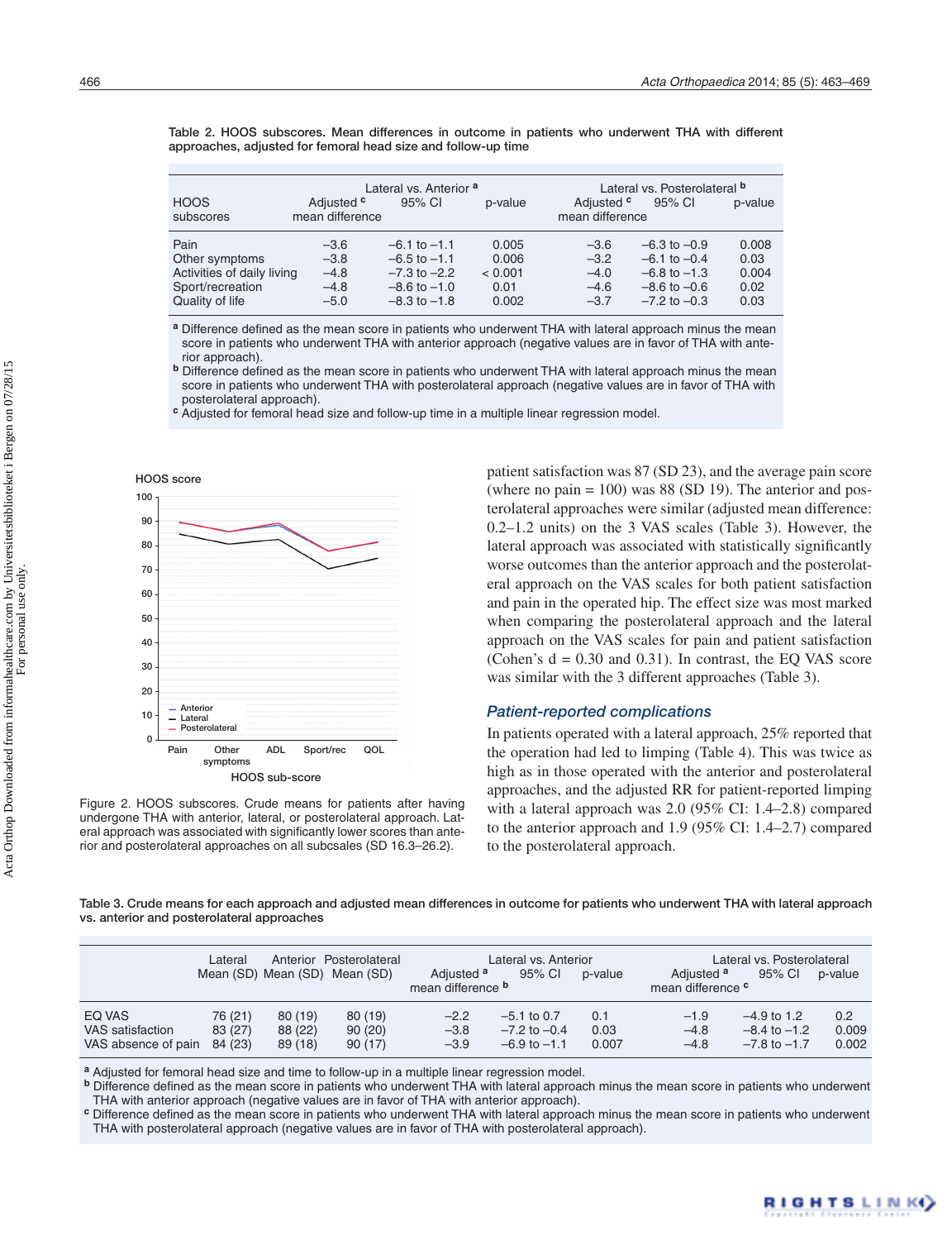Table 2. HOOS subscores. Mean differences in outcome in patients who underwent THA with different approaches, adjusted for femoral head size and follow-up time

| HOOS subscores | Lateral vs. Anterior [a] Adjusted [c] mean difference | 95% CI | p-value | Lateral vs. Posterolateral [b] Adjusted [c] mean difference | 95% CI | p-value |
|---|---|---|---|---|---|---|
| Pain | –3.6 | –6.1 to –1.1 | 0.005 | –3.6 | –6.3 to –0.9 | 0.008 |
| Other symptoms | –3.8 | –6.5 to –1.1 | 0.006 | –3.2 | –6.1 to –0.4 | 0.03 |
| Activities of daily living | –4.8 | –7.3 to –2.2 | < 0.001 | –4.0 | –6.8 to –1.3 | 0.004 |
| Sport/recreation | –4.8 | –8.6 to –1.0 | 0.01 | –4.6 | –8.6 to –0.6 | 0.02 |
| Quality of life | –5.0 | –8.3 to –1.8 | 0.002 | –3.7 | –7.2 to –0.3 | 0.03 |

[a] Difference defined as the mean score in patients who underwent THA with lateral approach minus the mean score in patients who underwent THA with anterior approach (negative values are in favor of THA with anterior approach).
[b] Difference defined as the mean score in patients who underwent THA with lateral approach minus the mean score in patients who underwent THA with posterolateral approach (negative values are in favor of THA with posterolateral approach).
[c] Adjusted for femoral head size and follow-up time in a multiple linear regression model.

Figure 2. HOOS subscores. Crude means for patients after having undergone THA with anterior, lateral, or posterolateral approach. Lateral approach was associated with significantly lower scores than anterior and posterolateral approaches on all subcsales (SD 16.3–26.2).

patient satisfaction was 87 (SD 23), and the average pain score (where no pain = 100) was 88 (SD 19). The anterior and posterolateral approaches were similar (adjusted mean difference: 0.2–1.2 units) on the 3 VAS scales (Table 3). However, the lateral approach was associated with statistically significantly worse outcomes than the anterior approach and the posterolateral approach on the VAS scales for both patient satisfaction and pain in the operated hip. The effect size was most marked when comparing the posterolateral approach and the lateral approach on the VAS scales for pain and patient satisfaction (Cohen's d = 0.30 and 0.31). In contrast, the EQ VAS score was similar with the 3 different approaches (Table 3).

### *Patient-reported complications*

In patients operated with a lateral approach, 25% reported that the operation had led to limping (Table 4). This was twice as high as in those operated with the anterior and posterolateral approaches, and the adjusted RR for patient-reported limping with a lateral approach was 2.0 (95% CI: 1.4–2.8) compared to the anterior approach and 1.9 (95% CI: 1.4–2.7) compared to the posterolateral approach.

Table 3. Crude means for each approach and adjusted mean differences in outcome for patients who underwent THA with lateral approach vs. anterior and posterolateral approaches

| | Lateral Mean (SD) | Anterior Mean (SD) | Posterolateral Mean (SD) | Lateral vs. Anterior Adjusted [a] mean difference [b] | 95% CI | p-value | Lateral vs. Posterolateral Adjusted [a] mean difference [c] | 95% CI | p-value |
|---|---|---|---|---|---|---|---|---|---|
| EQ VAS | 76 (21) | 80 (19) | 80 (19) | –2.2 | –5.1 to 0.7 | 0.1 | –1.9 | –4.9 to 1.2 | 0.2 |
| VAS satisfaction | 83 (27) | 88 (22) | 90 (20) | –3.8 | –7.2 to –0.4 | 0.03 | –4.8 | –8.4 to –1.2 | 0.009 |
| VAS absence of pain | 84 (23) | 89 (18) | 90 (17) | –3.9 | –6.9 to –1.1 | 0.007 | –4.8 | –7.8 to –1.7 | 0.002 |

[a] Adjusted for femoral head size and time to follow-up in a multiple linear regression model.
[b] Difference defined as the mean score in patients who underwent THA with lateral approach minus the mean score in patients who underwent THA with anterior approach (negative values are in favor of THA with anterior approach).
[c] Difference defined as the mean score in patients who underwent THA with lateral approach minus the mean score in patients who underwent THA with posterolateral approach (negative values are in favor of THA with posterolateral approach).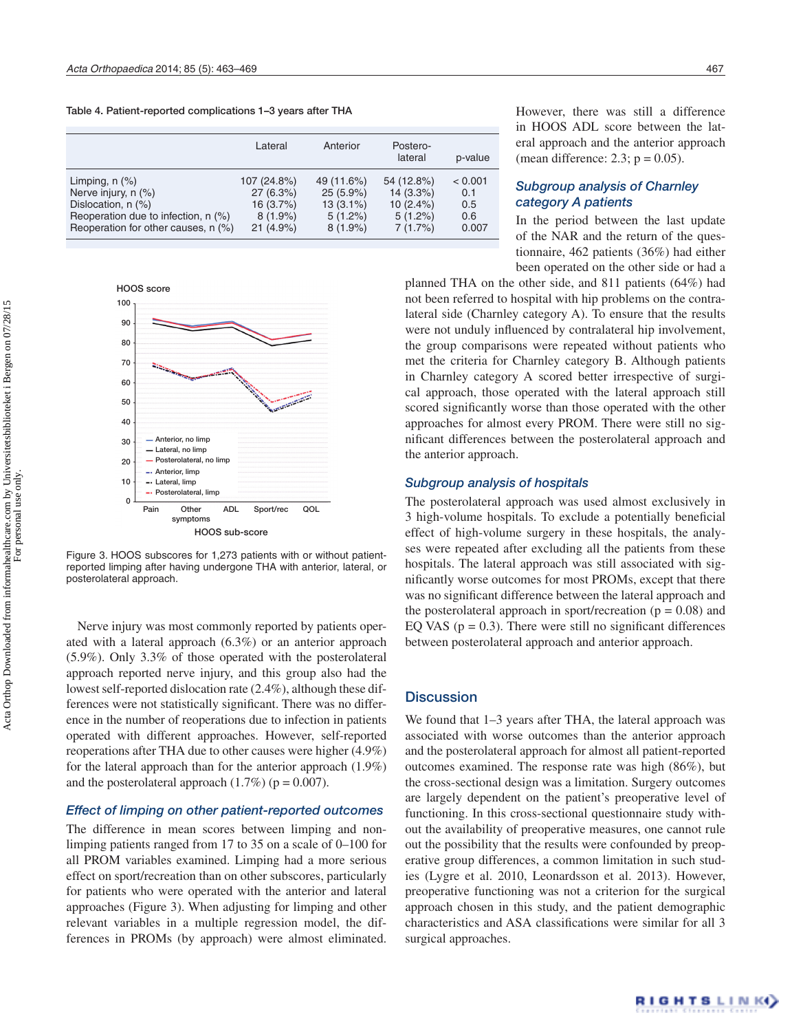Table 4. Patient-reported complications 1–3 years after THA

| | Lateral | Anterior | Postero-lateral | p-value |
|---|---|---|---|---|
| Limping, n (%) | 107 (24.8%) | 49 (11.6%) | 54 (12.8%) | < 0.001 |
| Nerve injury, n (%) | 27 (6.3%) | 25 (5.9%) | 14 (3.3%) | 0.1 |
| Dislocation, n (%) | 16 (3.7%) | 13 (3.1%) | 10 (2.4%) | 0.5 |
| Reoperation due to infection, n (%) | 8 (1.9%) | 5 (1.2%) | 5 (1.2%) | 0.6 |
| Reoperation for other causes, n (%) | 21 (4.9%) | 8 (1.9%) | 7 (1.7%) | 0.007 |

Figure 3. HOOS subscores for 1,273 patients with or without patient-reported limping after having undergone THA with anterior, lateral, or posterolateral approach.

Nerve injury was most commonly reported by patients operated with a lateral approach (6.3%) or an anterior approach (5.9%). Only 3.3% of those operated with the posterolateral approach reported nerve injury, and this group also had the lowest self-reported dislocation rate (2.4%), although these differences were not statistically significant. There was no difference in the number of reoperations due to infection in patients operated with different approaches. However, self-reported reoperations after THA due to other causes were higher (4.9%) for the lateral approach than for the anterior approach (1.9%) and the posterolateral approach (1.7%) ($p = 0.007$).

### *Effect of limping on other patient-reported outcomes*

The difference in mean scores between limping and non-limping patients ranged from 17 to 35 on a scale of 0–100 for all PROM variables examined. Limping had a more serious effect on sport/recreation than on other subscores, particularly for patients who were operated with the anterior and lateral approaches (Figure 3). When adjusting for limping and other relevant variables in a multiple regression model, the differences in PROMs (by approach) were almost eliminated. However, there was still a difference in HOOS ADL score between the lateral approach and the anterior approach (mean difference: 2.3; $p = 0.05$).

### *Subgroup analysis of Charnley category A patients*

In the period between the last update of the NAR and the return of the questionnaire, 462 patients (36%) had either been operated on the other side or had a planned THA on the other side, and 811 patients (64%) had not been referred to hospital with hip problems on the contralateral side (Charnley category A). To ensure that the results were not unduly influenced by contralateral hip involvement, the group comparisons were repeated without patients who met the criteria for Charnley category B. Although patients in Charnley category A scored better irrespective of surgical approach, those operated with the lateral approach still scored significantly worse than those operated with the other approaches for almost every PROM. There were still no significant differences between the posterolateral approach and the anterior approach.

### *Subgroup analysis of hospitals*

The posterolateral approach was used almost exclusively in 3 high-volume hospitals. To exclude a potentially beneficial effect of high-volume surgery in these hospitals, the analyses were repeated after excluding all the patients from these hospitals. The lateral approach was still associated with significantly worse outcomes for most PROMs, except that there was no significant difference between the lateral approach and the posterolateral approach in sport/recreation ($p = 0.08$) and EQ VAS ($p = 0.3$). There were still no significant differences between posterolateral approach and anterior approach.

## Discussion

We found that 1–3 years after THA, the lateral approach was associated with worse outcomes than the anterior approach and the posterolateral approach for almost all patient-reported outcomes examined. The response rate was high (86%), but the cross-sectional design was a limitation. Surgery outcomes are largely dependent on the patient's preoperative level of functioning. In this cross-sectional questionnaire study without the availability of preoperative measures, one cannot rule out the possibility that the results were confounded by preoperative group differences, a common limitation in such studies (Lygre et al. 2010, Leonardsson et al. 2013). However, preoperative functioning was not a criterion for the surgical approach chosen in this study, and the patient demographic characteristics and ASA classifications were similar for all 3 surgical approaches.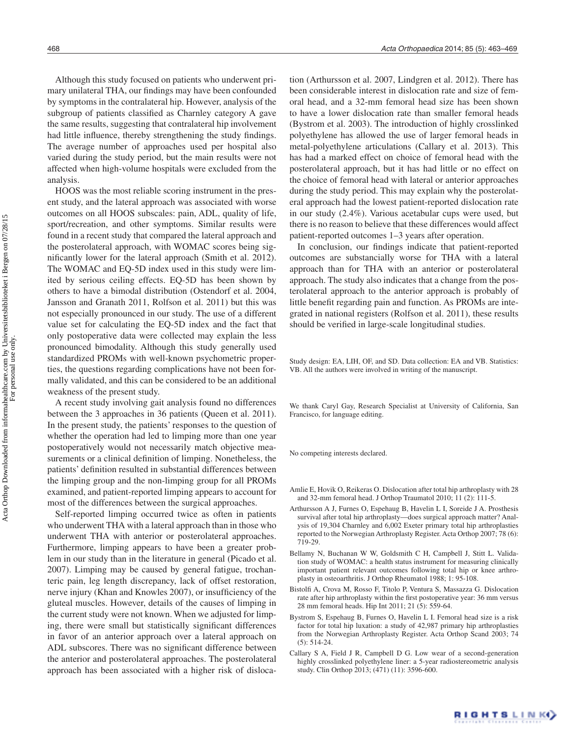Although this study focused on patients who underwent primary unilateral THA, our findings may have been confounded by symptoms in the contralateral hip. However, analysis of the subgroup of patients classified as Charnley category A gave the same results, suggesting that contralateral hip involvement had little influence, thereby strengthening the study findings. The average number of approaches used per hospital also varied during the study period, but the main results were not affected when high-volume hospitals were excluded from the analysis.

HOOS was the most reliable scoring instrument in the present study, and the lateral approach was associated with worse outcomes on all HOOS subscales: pain, ADL, quality of life, sport/recreation, and other symptoms. Similar results were found in a recent study that compared the lateral approach and the posterolateral approach, with WOMAC scores being significantly lower for the lateral approach (Smith et al. 2012). The WOMAC and EQ-5D index used in this study were limited by serious ceiling effects. EQ-5D has been shown by others to have a bimodal distribution (Ostendorf et al. 2004, Jansson and Granath 2011, Rolfson et al. 2011) but this was not especially pronounced in our study. The use of a different value set for calculating the EQ-5D index and the fact that only postoperative data were collected may explain the less pronounced bimodality. Although this study generally used standardized PROMs with well-known psychometric properties, the questions regarding complications have not been formally validated, and this can be considered to be an additional weakness of the present study.

A recent study involving gait analysis found no differences between the 3 approaches in 36 patients (Queen et al. 2011). In the present study, the patients' responses to the question of whether the operation had led to limping more than one year postoperatively would not necessarily match objective measurements or a clinical definition of limping. Nonetheless, the patients' definition resulted in substantial differences between the limping group and the non-limping group for all PROMs examined, and patient-reported limping appears to account for most of the differences between the surgical approaches.

Self-reported limping occurred twice as often in patients who underwent THA with a lateral approach than in those who underwent THA with anterior or posterolateral approaches. Furthermore, limping appears to have been a greater problem in our study than in the literature in general (Picado et al. 2007). Limping may be caused by general fatigue, trochanteric pain, leg length discrepancy, lack of offset restoration, nerve injury (Khan and Knowles 2007), or insufficiency of the gluteal muscles. However, details of the causes of limping in the current study were not known. When we adjusted for limping, there were small but statistically significant differences in favor of an anterior approach over a lateral approach on ADL subscores. There was no significant difference between the anterior and posterolateral approaches. The posterolateral approach has been associated with a higher risk of dislocation (Arthursson et al. 2007, Lindgren et al. 2012). There has been considerable interest in dislocation rate and size of femoral head, and a 32-mm femoral head size has been shown to have a lower dislocation rate than smaller femoral heads (Bystrom et al. 2003). The introduction of highly crosslinked polyethylene has allowed the use of larger femoral heads in metal-polyethylene articulations (Callary et al. 2013). This has had a marked effect on choice of femoral head with the posterolateral approach, but it has had little or no effect on the choice of femoral head with lateral or anterior approaches during the study period. This may explain why the posterolateral approach had the lowest patient-reported dislocation rate in our study (2.4%). Various acetabular cups were used, but there is no reason to believe that these differences would affect patient-reported outcomes 1–3 years after operation.

In conclusion, our findings indicate that patient-reported outcomes are substancially worse for THA with a lateral approach than for THA with an anterior or posterolateral approach. The study also indicates that a change from the posterolateral approach to the anterior approach is probably of little benefit regarding pain and function. As PROMs are integrated in national registers (Rolfson et al. 2011), these results should be verified in large-scale longitudinal studies.

Study design: EA, LIH, OF, and SD. Data collection: EA and VB. Statistics: VB. All the authors were involved in writing of the manuscript.

We thank Caryl Gay, Research Specialist at University of California, San Francisco, for language editing.

No competing interests declared.

- Amlie E, Hovik O, Reikeras O. Dislocation after total hip arthroplasty with 28 and 32-mm femoral head. J Orthop Traumatol 2010; 11 (2): 111-5.
- Arthursson A J, Furnes O, Espehaug B, Havelin L I, Soreide J A. Prosthesis survival after total hip arthroplasty—does surgical approach matter? Analysis of 19,304 Charnley and 6,002 Exeter primary total hip arthroplasties reported to the Norwegian Arthroplasty Register. Acta Orthop 2007; 78 (6): 719-29.
- Bellamy N, Buchanan W W, Goldsmith C H, Campbell J, Stitt L. Validation study of WOMAC: a health status instrument for measuring clinically important patient relevant outcomes following total hip or knee arthroplasty in osteoarthritis. J Orthop Rheumatol 1988; 1: 95-108.
- Bistolfi A, Crova M, Rosso F, Titolo P, Ventura S, Massazza G. Dislocation rate after hip arthroplasty within the first postoperative year: 36 mm versus 28 mm femoral heads. Hip Int 2011; 21 (5): 559-64.
- Bystrom S, Espehaug B, Furnes O, Havelin L I. Femoral head size is a risk factor for total hip luxation: a study of 42,987 primary hip arthroplasties from the Norwegian Arthroplasty Register. Acta Orthop Scand 2003; 74 (5): 514-24.
- Callary S A, Field J R, Campbell D G. Low wear of a second-generation highly crosslinked polyethylene liner: a 5-year radiostereometric analysis study. Clin Orthop 2013; (471) (11): 3596-600.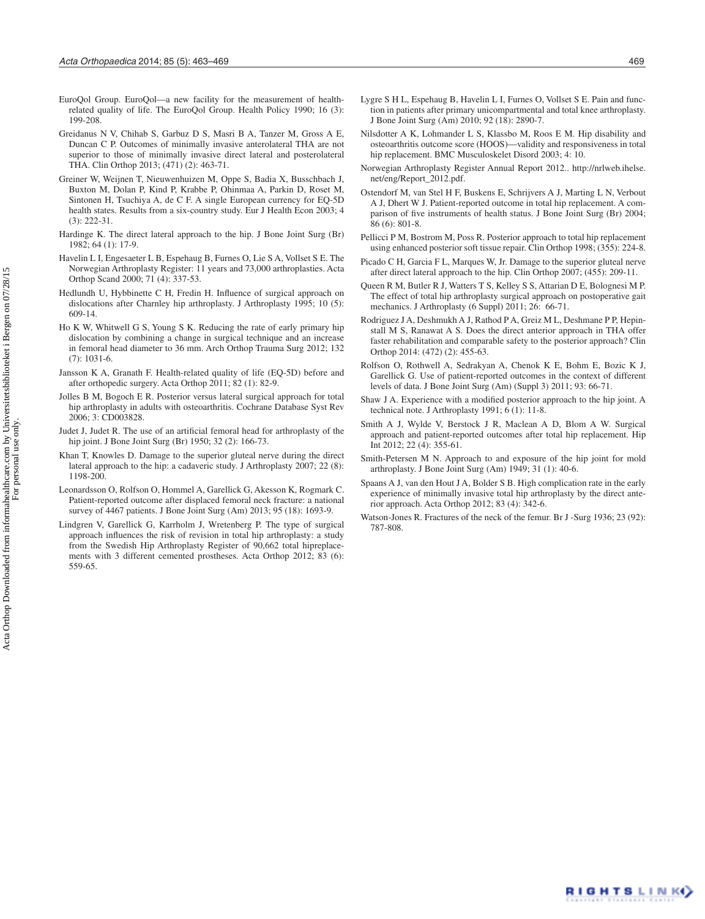EuroQol Group. EuroQol—a new facility for the measurement of health-related quality of life. The EuroQol Group. Health Policy 1990; 16 (3): 199-208.

Greidanus N V, Chihab S, Garbuz D S, Masri B A, Tanzer M, Gross A E, Duncan C P. Outcomes of minimally invasive anterolateral THA are not superior to those of minimally invasive direct lateral and posterolateral THA. Clin Orthop 2013; (471) (2): 463-71.

Greiner W, Weijnen T, Nieuwenhuizen M, Oppe S, Badia X, Busschbach J, Buxton M, Dolan P, Kind P, Krabbe P, Ohinmaa A, Parkin D, Roset M, Sintonen H, Tsuchiya A, de C F. A single European currency for EQ-5D health states. Results from a six-country study. Eur J Health Econ 2003; 4 (3): 222-31.

Hardinge K. The direct lateral approach to the hip. J Bone Joint Surg (Br) 1982; 64 (1): 17-9.

Havelin L I, Engesaeter L B, Espehaug B, Furnes O, Lie S A, Vollset S E. The Norwegian Arthroplasty Register: 11 years and 73,000 arthroplasties. Acta Orthop Scand 2000; 71 (4): 337-53.

Hedlundh U, Hybbinette C H, Fredin H. Influence of surgical approach on dislocations after Charnley hip arthroplasty. J Arthroplasty 1995; 10 (5): 609-14.

Ho K W, Whitwell G S, Young S K. Reducing the rate of early primary hip dislocation by combining a change in surgical technique and an increase in femoral head diameter to 36 mm. Arch Orthop Trauma Surg 2012; 132 (7): 1031-6.

Jansson K A, Granath F. Health-related quality of life (EQ-5D) before and after orthopedic surgery. Acta Orthop 2011; 82 (1): 82-9.

Jolles B M, Bogoch E R. Posterior versus lateral surgical approach for total hip arthroplasty in adults with osteoarthritis. Cochrane Database Syst Rev 2006; 3: CD003828.

Judet J, Judet R. The use of an artificial femoral head for arthroplasty of the hip joint. J Bone Joint Surg (Br) 1950; 32 (2): 166-73.

Khan T, Knowles D. Damage to the superior gluteal nerve during the direct lateral approach to the hip: a cadaveric study. J Arthroplasty 2007; 22 (8): 1198-200.

Leonardsson O, Rolfson O, Hommel A, Garellick G, Akesson K, Rogmark C. Patient-reported outcome after displaced femoral neck fracture: a national survey of 4467 patients. J Bone Joint Surg (Am) 2013; 95 (18): 1693-9.

Lindgren V, Garellick G, Karrholm J, Wretenberg P. The type of surgical approach influences the risk of revision in total hip arthroplasty: a study from the Swedish Hip Arthroplasty Register of 90,662 total hipreplacements with 3 different cemented prostheses. Acta Orthop 2012; 83 (6): 559-65.

Lygre S H L, Espehaug B, Havelin L I, Furnes O, Vollset S E. Pain and function in patients after primary unicompartmental and total knee arthroplasty. J Bone Joint Surg (Am) 2010; 92 (18): 2890-7.

Nilsdotter A K, Lohmander L S, Klassbo M, Roos E M. Hip disability and osteoarthritis outcome score (HOOS)—validity and responsiveness in total hip replacement. BMC Musculoskelet Disord 2003; 4: 10.

Norwegian Arthroplasty Register Annual Report 2012.. http://nrlweb.ihelse.net/eng/Report_2012.pdf.

Ostendorf M, van Stel H F, Buskens E, Schrijvers A J, Marting L N, Verbout A J, Dhert W J. Patient-reported outcome in total hip replacement. A comparison of five instruments of health status. J Bone Joint Surg (Br) 2004; 86 (6): 801-8.

Pellicci P M, Bostrom M, Poss R. Posterior approach to total hip replacement using enhanced posterior soft tissue repair. Clin Orthop 1998; (355): 224-8.

Picado C H, Garcia F L, Marques W, Jr. Damage to the superior gluteal nerve after direct lateral approach to the hip. Clin Orthop 2007; (455): 209-11.

Queen R M, Butler R J, Watters T S, Kelley S S, Attarian D E, Bolognesi M P. The effect of total hip arthroplasty surgical approach on postoperative gait mechanics. J Arthroplasty (6 Suppl) 2011; 26: 66-71.

Rodriguez J A, Deshmukh A J, Rathod P A, Greiz M L, Deshmane P P, Hepinstall M S, Ranawat A S. Does the direct anterior approach in THA offer faster rehabilitation and comparable safety to the posterior approach? Clin Orthop 2014: (472) (2): 455-63.

Rolfson O, Rothwell A, Sedrakyan A, Chenok K E, Bohm E, Bozic K J, Garellick G. Use of patient-reported outcomes in the context of different levels of data. J Bone Joint Surg (Am) (Suppl 3) 2011; 93: 66-71.

Shaw J A. Experience with a modified posterior approach to the hip joint. A technical note. J Arthroplasty 1991; 6 (1): 11-8.

Smith A J, Wylde V, Berstock J R, Maclean A D, Blom A W. Surgical approach and patient-reported outcomes after total hip replacement. Hip Int 2012; 22 (4): 355-61.

Smith-Petersen M N. Approach to and exposure of the hip joint for mold arthroplasty. J Bone Joint Surg (Am) 1949; 31 (1): 40-6.

Spaans A J, van den Hout J A, Bolder S B. High complication rate in the early experience of minimally invasive total hip arthroplasty by the direct anterior approach. Acta Orthop 2012; 83 (4): 342-6.

Watson-Jones R. Fractures of the neck of the femur. Br J -Surg 1936; 23 (92): 787-808.